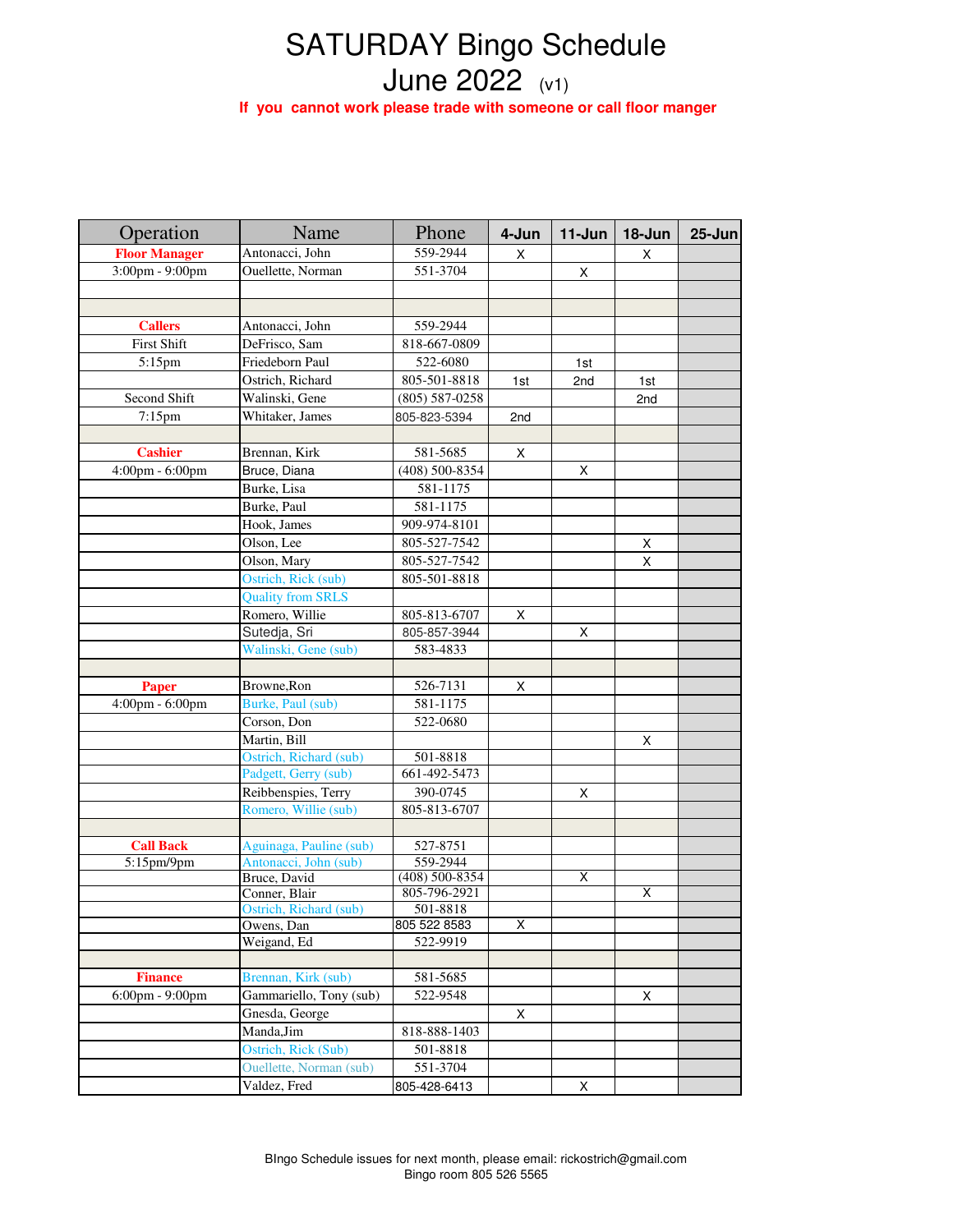# SATURDAY Bingo Schedule

## June 2022 (v1)

**If you cannot work please trade with someone or call floor manger**

| Operation | Name | Phone | 4-Jun | 11-Jun | 18-Jun | 25-Jun |
|---|---|---|---|---|---|---|
| **Floor Manager** | Antonacci, John | 559-2944 | X | | X | |
| 3:00pm - 9:00pm | Ouellette, Norman | 551-3704 | | X | | |
| | | | | | | |
| | | | | | | |
| **Callers** | Antonacci, John | 559-2944 | | | | |
| First Shift | DeFrisco, Sam | 818-667-0809 | | | | |
| 5:15pm | Friedeborn Paul | 522-6080 | | 1st | | |
| | Ostrich, Richard | 805-501-8818 | 1st | 2nd | 1st | |
| Second Shift | Walinski, Gene | (805) 587-0258 | | | 2nd | |
| 7:15pm | Whitaker, James | 805-823-5394 | 2nd | | | |
| | | | | | | |
| **Cashier** | Brennan, Kirk | 581-5685 | X | | | |
| 4:00pm - 6:00pm | Bruce, Diana | (408) 500-8354 | | X | | |
| | Burke, Lisa | 581-1175 | | | | |
| | Burke, Paul | 581-1175 | | | | |
| | Hook, James | 909-974-8101 | | | | |
| | Olson, Lee | 805-527-7542 | | | X | |
| | Olson, Mary | 805-527-7542 | | | X | |
| | Ostrich, Rick (sub) | 805-501-8818 | | | | |
| | Quality from SRLS | | | | | |
| | Romero, Willie | 805-813-6707 | X | | | |
| | Sutedja, Sri | 805-857-3944 | | X | | |
| | Walinski, Gene (sub) | 583-4833 | | | | |
| | | | | | | |
| **Paper** | Browne,Ron | 526-7131 | X | | | |
| 4:00pm - 6:00pm | Burke, Paul (sub) | 581-1175 | | | | |
| | Corson, Don | 522-0680 | | | | |
| | Martin, Bill | | | | X | |
| | Ostrich, Richard (sub) | 501-8818 | | | | |
| | Padgett, Gerry (sub) | 661-492-5473 | | | | |
| | Reibbenspies, Terry | 390-0745 | | X | | |
| | Romero, Willie (sub) | 805-813-6707 | | | | |
| | | | | | | |
| **Call Back** | Aguinaga, Pauline (sub) | 527-8751 | | | | |
| 5:15pm/9pm | Antonacci, John (sub) | 559-2944 | | | | |
| | Bruce, David | (408) 500-8354 | | X | | |
| | Conner, Blair | 805-796-2921 | | | X | |
| | Ostrich, Richard (sub) | 501-8818 | | | | |
| | Owens, Dan | 805 522 8583 | X | | | |
| | Weigand, Ed | 522-9919 | | | | |
| | | | | | | |
| **Finance** | Brennan, Kirk (sub) | 581-5685 | | | | |
| 6:00pm - 9:00pm | Gammariello, Tony (sub) | 522-9548 | | | X | |
| | Gnesda, George | | X | | | |
| | Manda,Jim | 818-888-1403 | | | | |
| | Ostrich, Rick (Sub) | 501-8818 | | | | |
| | Ouellette, Norman (sub) | 551-3704 | | | | |
| | Valdez, Fred | 805-428-6413 | | X | | |

BIngo Schedule issues for next month, please email: rickostrich@gmail.com
Bingo room 805 526 5565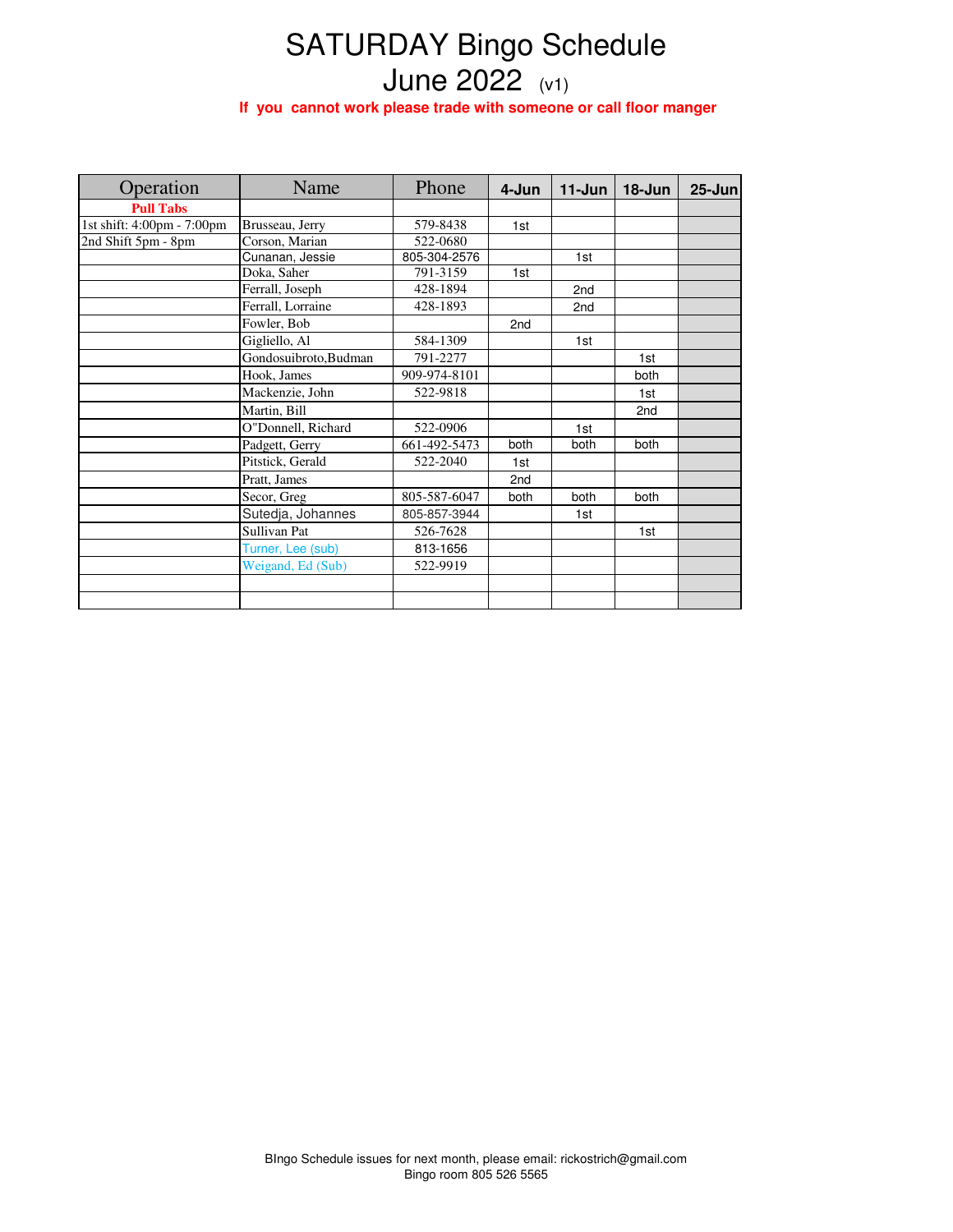# SATURDAY Bingo Schedule

## June 2022 (v1)

**If you cannot work please trade with someone or call floor manger**

| Operation | Name | Phone | 4-Jun | 11-Jun | 18-Jun | 25-Jun |
|---|---|---|---|---|---|---|
| **Pull Tabs** | | | | | | |
| 1st shift: 4:00pm - 7:00pm | Brusseau, Jerry | 579-8438 | 1st | | | |
| 2nd Shift 5pm - 8pm | Corson, Marian | 522-0680 | | | | |
| | Cunanan, Jessie | 805-304-2576 | | 1st | | |
| | Doka, Saher | 791-3159 | 1st | | | |
| | Ferrall, Joseph | 428-1894 | | 2nd | | |
| | Ferrall, Lorraine | 428-1893 | | 2nd | | |
| | Fowler, Bob | | 2nd | | | |
| | Gigliello, Al | 584-1309 | | 1st | | |
| | Gondosuibroto,Budman | 791-2277 | | | 1st | |
| | Hook, James | 909-974-8101 | | | both | |
| | Mackenzie, John | 522-9818 | | | 1st | |
| | Martin, Bill | | | | 2nd | |
| | O"Donnell, Richard | 522-0906 | | 1st | | |
| | Padgett, Gerry | 661-492-5473 | both | both | both | |
| | Pitstick, Gerald | 522-2040 | 1st | | | |
| | Pratt, James | | 2nd | | | |
| | Secor, Greg | 805-587-6047 | both | both | both | |
| | Sutedja, Johannes | 805-857-3944 | | 1st | | |
| | Sullivan Pat | 526-7628 | | | 1st | |
| | Turner, Lee (sub) | 813-1656 | | | | |
| | Weigand, Ed (Sub) | 522-9919 | | | | |
| | | | | | | |
| | | | | | | |

BIngo Schedule issues for next month, please email: rickostrich@gmail.com
Bingo room 805 526 5565